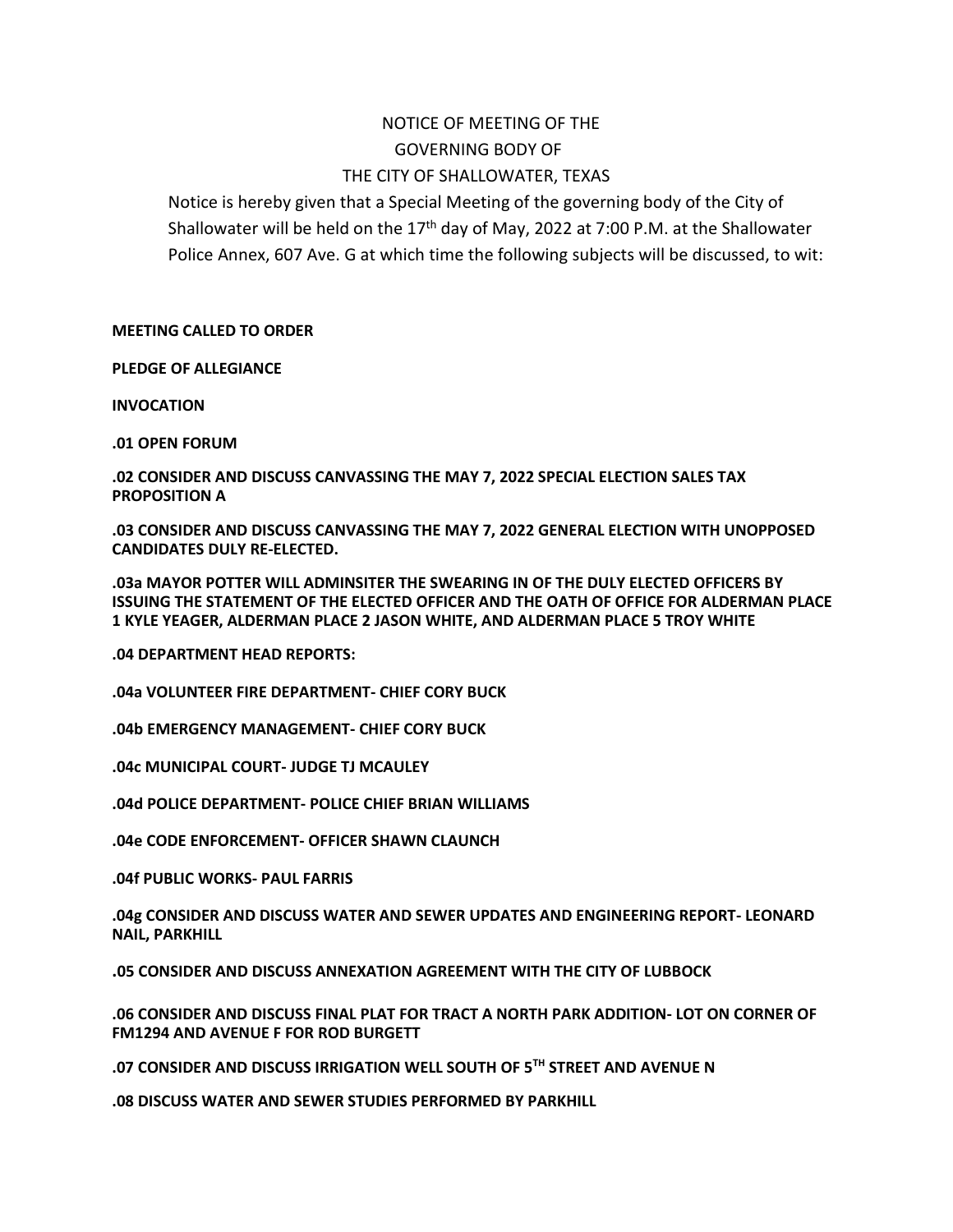# NOTICE OF MEETING OF THE GOVERNING BODY OF THE CITY OF SHALLOWATER, TEXAS

Notice is hereby given that a Special Meeting of the governing body of the City of Shallowater will be held on the 17th day of May, 2022 at 7:00 P.M. at the Shallowater Police Annex, 607 Ave. G at which time the following subjects will be discussed, to wit:

**MEETING CALLED TO ORDER**

**PLEDGE OF ALLEGIANCE**

**INVOCATION**

**.01 OPEN FORUM**

**.02 CONSIDER AND DISCUSS CANVASSING THE MAY 7, 2022 SPECIAL ELECTION SALES TAX PROPOSITION A**

**.03 CONSIDER AND DISCUSS CANVASSING THE MAY 7, 2022 GENERAL ELECTION WITH UNOPPOSED CANDIDATES DULY RE-ELECTED.**

**.03a MAYOR POTTER WILL ADMINSITER THE SWEARING IN OF THE DULY ELECTED OFFICERS BY ISSUING THE STATEMENT OF THE ELECTED OFFICER AND THE OATH OF OFFICE FOR ALDERMAN PLACE 1 KYLE YEAGER, ALDERMAN PLACE 2 JASON WHITE, AND ALDERMAN PLACE 5 TROY WHITE**

**.04 DEPARTMENT HEAD REPORTS:**

**.04a VOLUNTEER FIRE DEPARTMENT- CHIEF CORY BUCK**

**.04b EMERGENCY MANAGEMENT- CHIEF CORY BUCK**

**.04c MUNICIPAL COURT- JUDGE TJ MCAULEY**

**.04d POLICE DEPARTMENT- POLICE CHIEF BRIAN WILLIAMS**

**.04e CODE ENFORCEMENT- OFFICER SHAWN CLAUNCH**

**.04f PUBLIC WORKS- PAUL FARRIS**

**.04g CONSIDER AND DISCUSS WATER AND SEWER UPDATES AND ENGINEERING REPORT- LEONARD NAIL, PARKHILL**

**.05 CONSIDER AND DISCUSS ANNEXATION AGREEMENT WITH THE CITY OF LUBBOCK**

**.06 CONSIDER AND DISCUSS FINAL PLAT FOR TRACT A NORTH PARK ADDITION- LOT ON CORNER OF FM1294 AND AVENUE F FOR ROD BURGETT**

**.07 CONSIDER AND DISCUSS IRRIGATION WELL SOUTH OF 5TH STREET AND AVENUE N**

**.08 DISCUSS WATER AND SEWER STUDIES PERFORMED BY PARKHILL**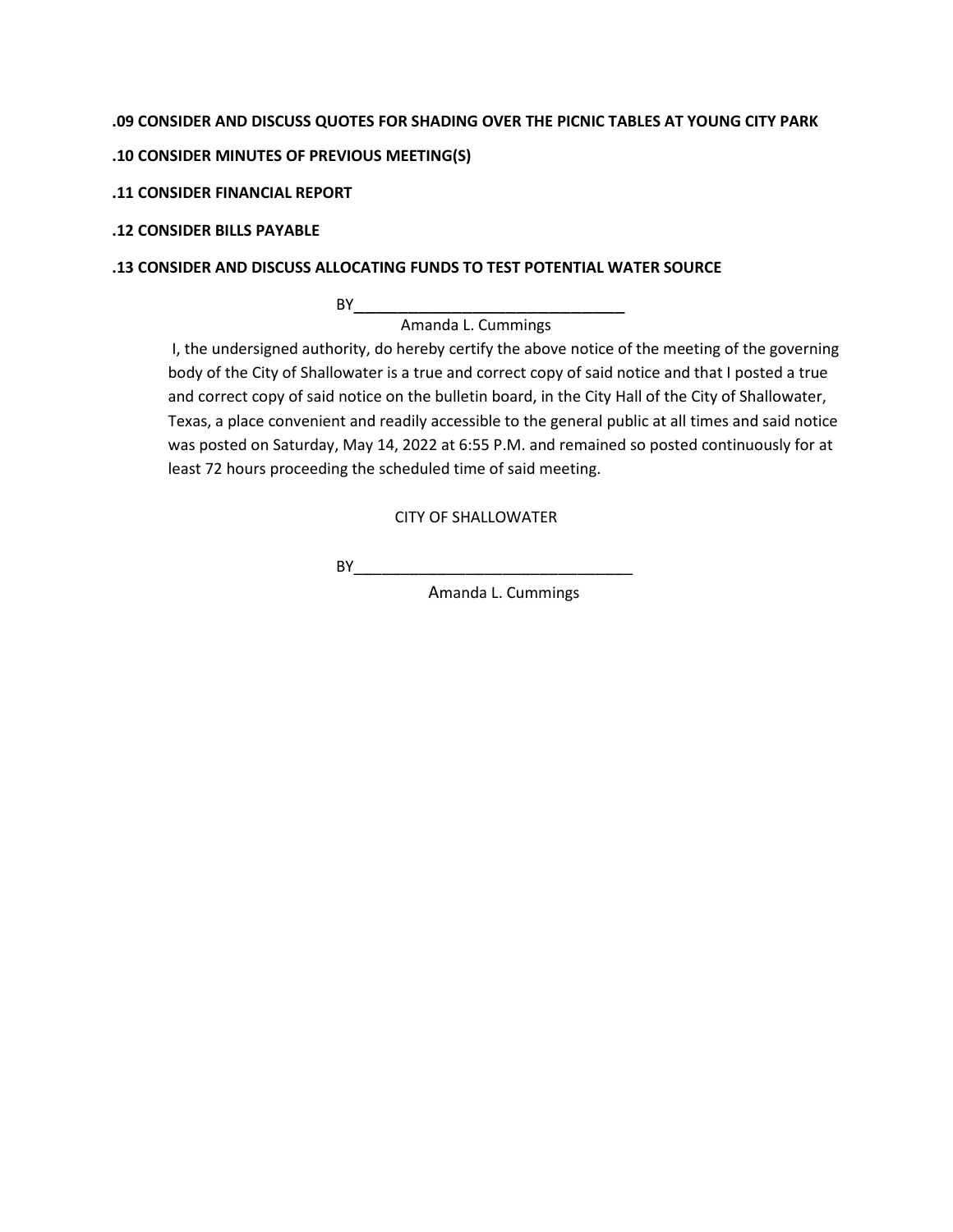**.09 CONSIDER AND DISCUSS QUOTES FOR SHADING OVER THE PICNIC TABLES AT YOUNG CITY PARK**

**.10 CONSIDER MINUTES OF PREVIOUS MEETING(S)**

**.11 CONSIDER FINANCIAL REPORT**

**.12 CONSIDER BILLS PAYABLE**

**.13 CONSIDER AND DISCUSS ALLOCATING FUNDS TO TEST POTENTIAL WATER SOURCE**

BY_________________________________
Amanda L. Cummings

I, the undersigned authority, do hereby certify the above notice of the meeting of the governing body of the City of Shallowater is a true and correct copy of said notice and that I posted a true and correct copy of said notice on the bulletin board, in the City Hall of the City of Shallowater, Texas, a place convenient and readily accessible to the general public at all times and said notice was posted on Saturday, May 14, 2022 at 6:55 P.M. and remained so posted continuously for at least 72 hours proceeding the scheduled time of said meeting.

CITY OF SHALLOWATER

BY_________________________________
Amanda L. Cummings